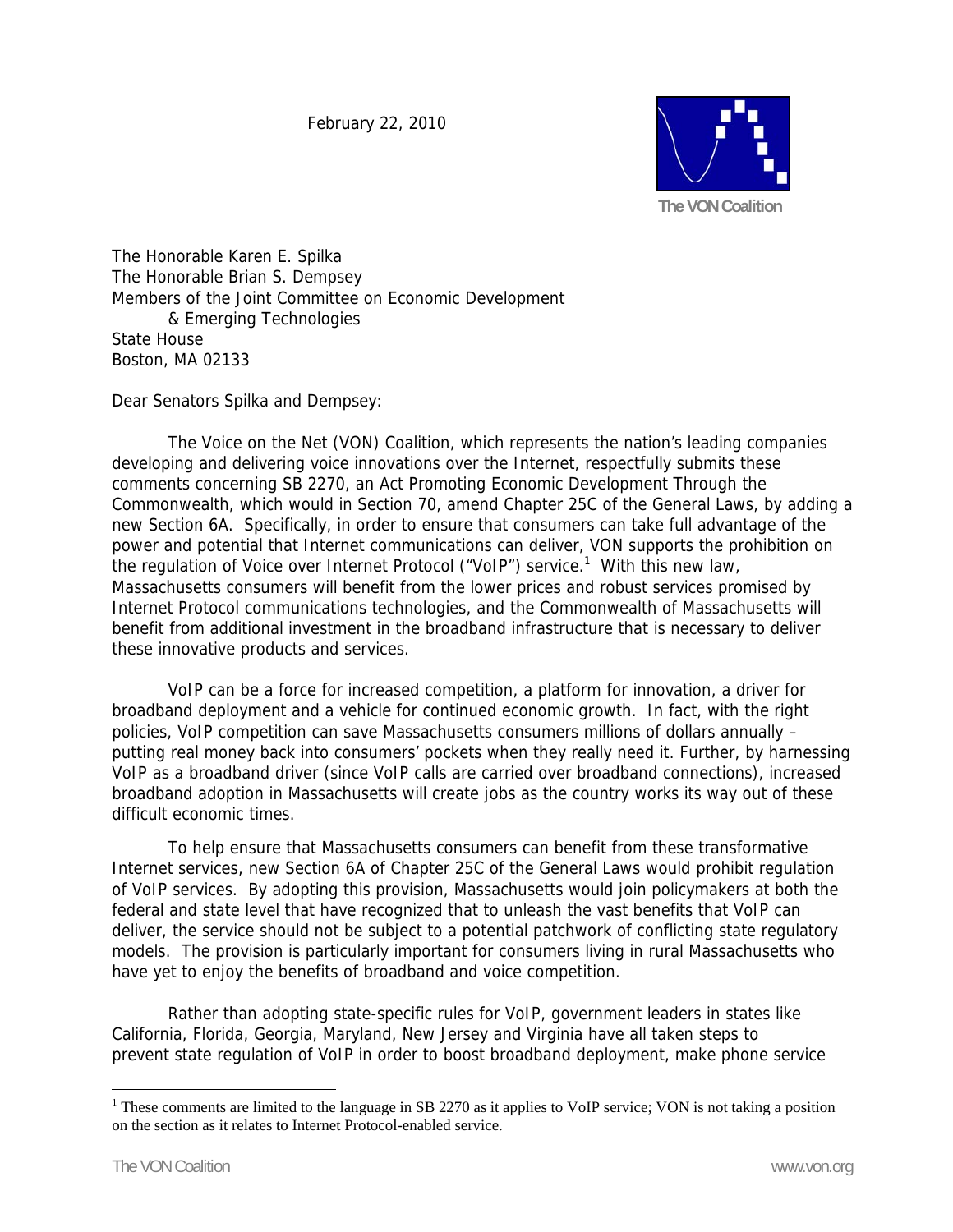February 22, 2010

The VON Coalition

The Honorable Karen E. Spilka
The Honorable Brian S. Dempsey
Members of the Joint Committee on Economic Development
& Emerging Technologies
State House
Boston, MA 02133

Dear Senators Spilka and Dempsey:

The Voice on the Net (VON) Coalition, which represents the nation's leading companies developing and delivering voice innovations over the Internet, respectfully submits these comments concerning SB 2270, an Act Promoting Economic Development Through the Commonwealth, which would in Section 70, amend Chapter 25C of the General Laws, by adding a new Section 6A. Specifically, in order to ensure that consumers can take full advantage of the power and potential that Internet communications can deliver, VON supports the prohibition on the regulation of Voice over Internet Protocol ("VoIP") service.[1] With this new law, Massachusetts consumers will benefit from the lower prices and robust services promised by Internet Protocol communications technologies, and the Commonwealth of Massachusetts will benefit from additional investment in the broadband infrastructure that is necessary to deliver these innovative products and services.

VoIP can be a force for increased competition, a platform for innovation, a driver for broadband deployment and a vehicle for continued economic growth. In fact, with the right policies, VoIP competition can save Massachusetts consumers millions of dollars annually – putting real money back into consumers' pockets when they really need it. Further, by harnessing VoIP as a broadband driver (since VoIP calls are carried over broadband connections), increased broadband adoption in Massachusetts will create jobs as the country works its way out of these difficult economic times.

To help ensure that Massachusetts consumers can benefit from these transformative Internet services, new Section 6A of Chapter 25C of the General Laws would prohibit regulation of VoIP services. By adopting this provision, Massachusetts would join policymakers at both the federal and state level that have recognized that to unleash the vast benefits that VoIP can deliver, the service should not be subject to a potential patchwork of conflicting state regulatory models. The provision is particularly important for consumers living in rural Massachusetts who have yet to enjoy the benefits of broadband and voice competition.

Rather than adopting state-specific rules for VoIP, government leaders in states like California, Florida, Georgia, Maryland, New Jersey and Virginia have all taken steps to prevent state regulation of VoIP in order to boost broadband deployment, make phone service

[1] These comments are limited to the language in SB 2270 as it applies to VoIP service; VON is not taking a position on the section as it relates to Internet Protocol-enabled service.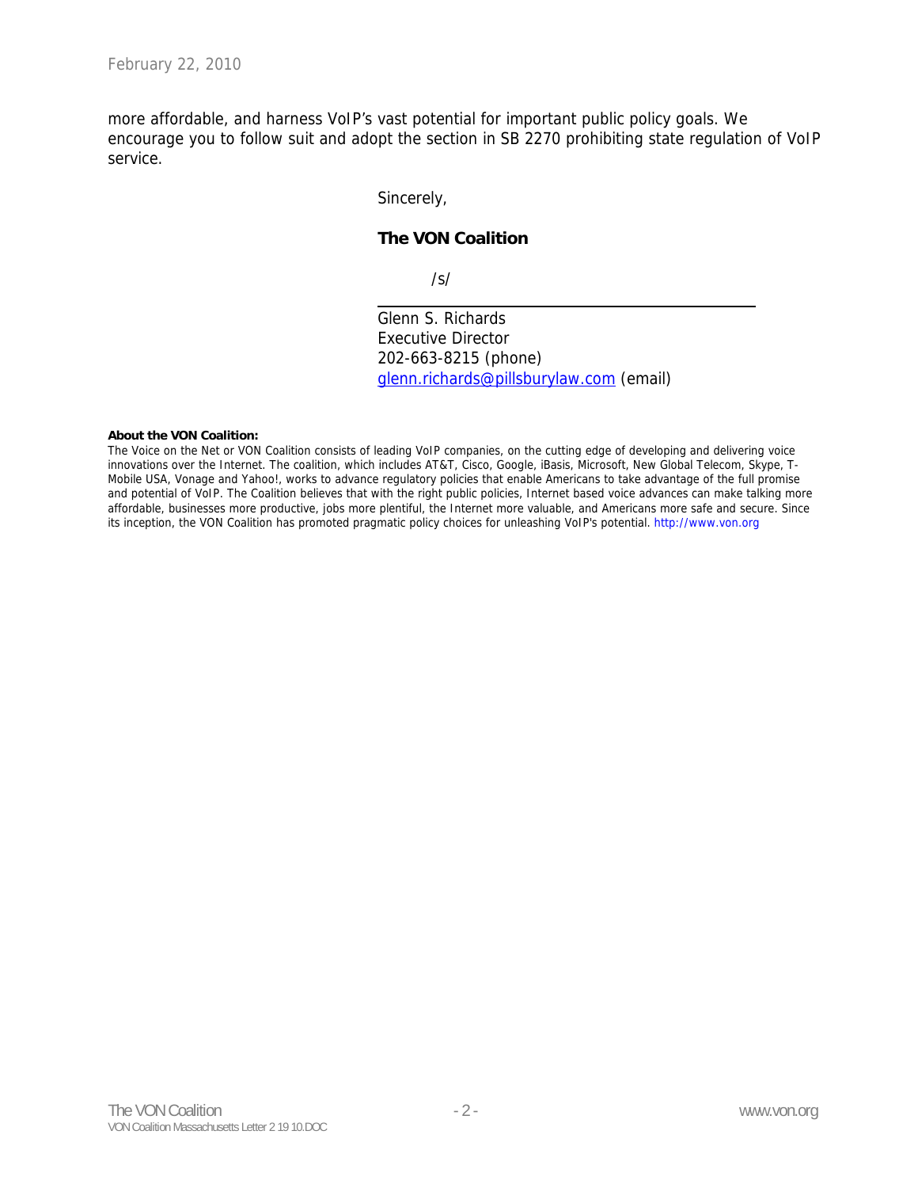more affordable, and harness VoIP's vast potential for important public policy goals. We encourage you to follow suit and adopt the section in SB 2270 prohibiting state regulation of VoIP service.

Sincerely,

**The VON Coalition**

/s/

Glenn S. Richards
Executive Director
202-663-8215 (phone)
glenn.richards@pillsburylaw.com (email)

**About the VON Coalition:**
The Voice on the Net or VON Coalition consists of leading VoIP companies, on the cutting edge of developing and delivering voice innovations over the Internet. The coalition, which includes AT&T, Cisco, Google, iBasis, Microsoft, New Global Telecom, Skype, T-Mobile USA, Vonage and Yahoo!, works to advance regulatory policies that enable Americans to take advantage of the full promise and potential of VoIP. The Coalition believes that with the right public policies, Internet based voice advances can make talking more affordable, businesses more productive, jobs more plentiful, the Internet more valuable, and Americans more safe and secure. Since its inception, the VON Coalition has promoted pragmatic policy choices for unleashing VoIP's potential. http://www.von.org